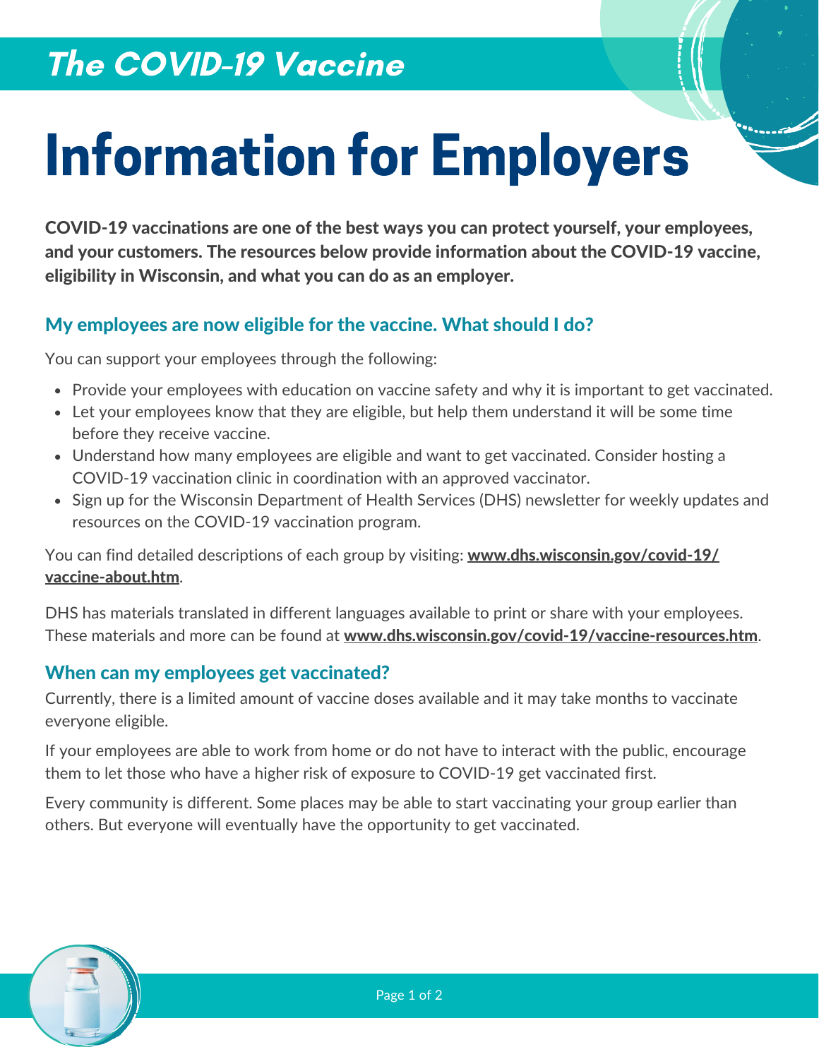## The COVID-19 Vaccine

# Information for Employers

**COVID-19 vaccinations are one of the best ways you can protect yourself, your employees, and your customers. The resources below provide information about the COVID-19 vaccine, eligibility in Wisconsin, and what you can do as an employer.**

### My employees are now eligible for the vaccine. What should I do?

You can support your employees through the following:

- Provide your employees with education on vaccine safety and why it is important to get vaccinated.
- Let your employees know that they are eligible, but help them understand it will be some time before they receive vaccine.
- Understand how many employees are eligible and want to get vaccinated. Consider hosting a COVID-19 vaccination clinic in coordination with an approved vaccinator.
- Sign up for the Wisconsin Department of Health Services (DHS) newsletter for weekly updates and resources on the COVID-19 vaccination program.

You can find detailed descriptions of each group by visiting: **www.dhs.wisconsin.gov/covid-19/vaccine-about.htm**.

DHS has materials translated in different languages available to print or share with your employees. These materials and more can be found at **www.dhs.wisconsin.gov/covid-19/vaccine-resources.htm**.

### When can my employees get vaccinated?

Currently, there is a limited amount of vaccine doses available and it may take months to vaccinate everyone eligible.

If your employees are able to work from home or do not have to interact with the public, encourage them to let those who have a higher risk of exposure to COVID-19 get vaccinated first.

Every community is different. Some places may be able to start vaccinating your group earlier than others. But everyone will eventually have the opportunity to get vaccinated.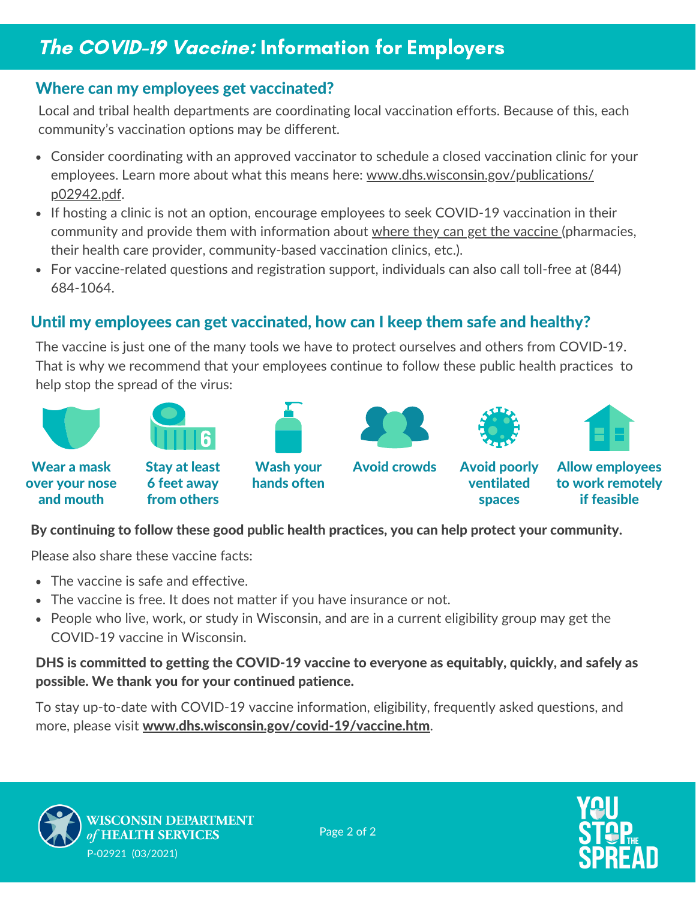# *The COVID-19 Vaccine:* Information for Employers

## Where can my employees get vaccinated?

Local and tribal health departments are coordinating local vaccination efforts. Because of this, each community's vaccination options may be different.

- Consider coordinating with an approved vaccinator to schedule a closed vaccination clinic for your employees. Learn more about what this means here: www.dhs.wisconsin.gov/publications/p02942.pdf.
- If hosting a clinic is not an option, encourage employees to seek COVID-19 vaccination in their community and provide them with information about where they can get the vaccine (pharmacies, their health care provider, community-based vaccination clinics, etc.).
- For vaccine-related questions and registration support, individuals can also call toll-free at (844) 684-1064.

## Until my employees can get vaccinated, how can I keep them safe and healthy?

The vaccine is just one of the many tools we have to protect ourselves and others from COVID-19. That is why we recommend that your employees continue to follow these public health practices to help stop the spread of the virus:

- **Wear a mask over your nose and mouth**
- **Stay at least 6 feet away from others**
- **Wash your hands often**
- **Avoid crowds**
- **Avoid poorly ventilated spaces**
- **Allow employees to work remotely if feasible**

**By continuing to follow these good public health practices, you can help protect your community.**

Please also share these vaccine facts:

- The vaccine is safe and effective.
- The vaccine is free. It does not matter if you have insurance or not.
- People who live, work, or study in Wisconsin, and are in a current eligibility group may get the COVID-19 vaccine in Wisconsin.

**DHS is committed to getting the COVID-19 vaccine to everyone as equitably, quickly, and safely as possible. We thank you for your continued patience.**

To stay up-to-date with COVID-19 vaccine information, eligibility, frequently asked questions, and more, please visit **www.dhs.wisconsin.gov/covid-19/vaccine.htm**.

WISCONSIN DEPARTMENT *of* HEALTH SERVICES
P-02921 (03/2021)

YOU STOP THE SPREAD